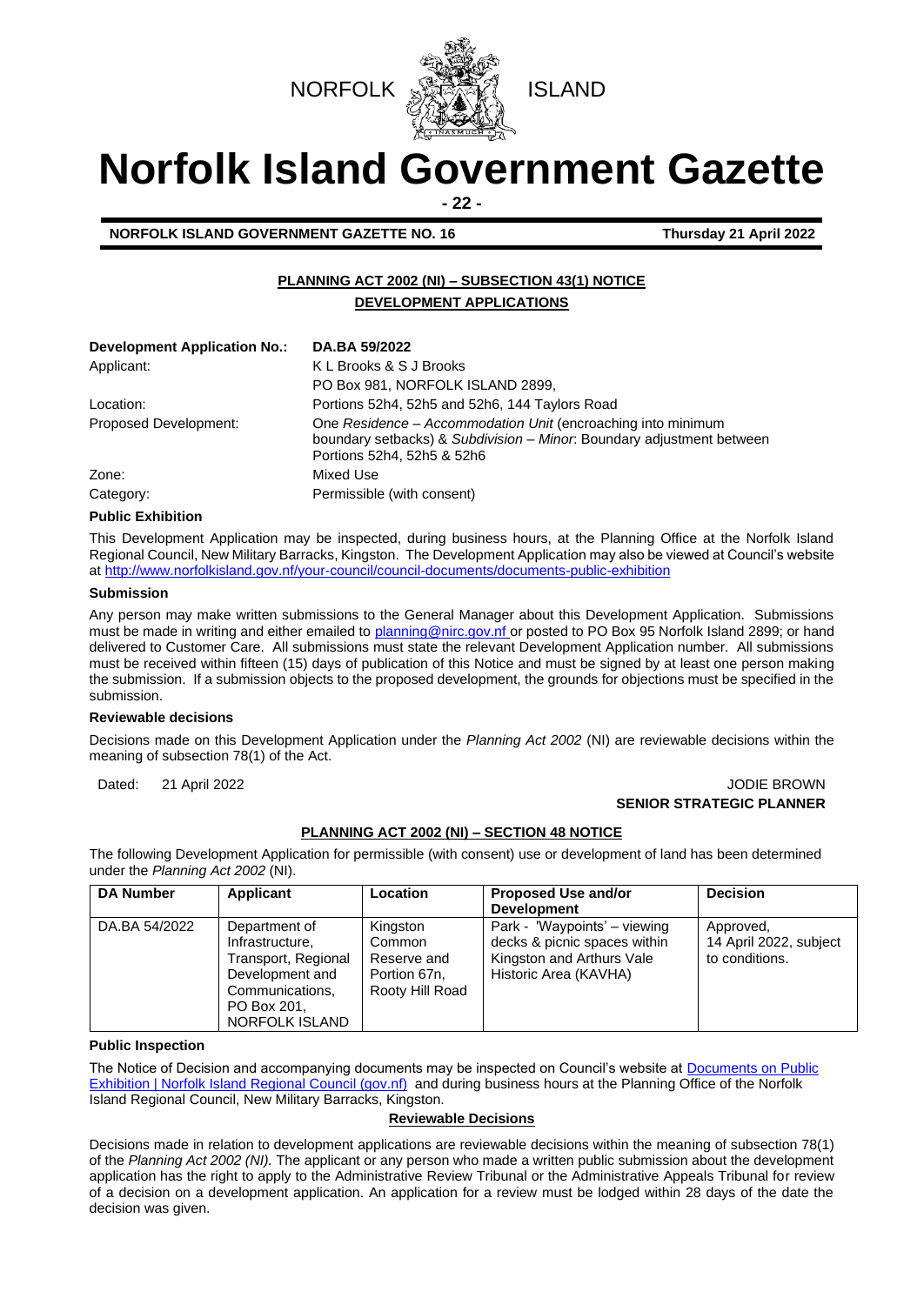NORFOLK ISLAND

# Norfolk Island Government Gazette

**NORFOLK ISLAND GOVERNMENT GAZETTE NO. 16** **Thursday 21 April 2022**

## PLANNING ACT 2002 (NI) – SUBSECTION 43(1) NOTICE

## DEVELOPMENT APPLICATIONS

| | |
|---|---|
| **Development Application No.:** | **DA.BA 59/2022** |
| Applicant: | K L Brooks & S J Brooks<br>PO Box 981, NORFOLK ISLAND 2899, |
| Location: | Portions 52h4, 52h5 and 52h6, 144 Taylors Road |
| Proposed Development: | One *Residence – Accommodation Unit* (encroaching into minimum boundary setbacks) & *Subdivision – Minor*: Boundary adjustment between Portions 52h4, 52h5 & 52h6 |
| Zone: | Mixed Use |
| Category: | Permissible (with consent) |

**Public Exhibition**

This Development Application may be inspected, during business hours, at the Planning Office at the Norfolk Island Regional Council, New Military Barracks, Kingston. The Development Application may also be viewed at Council's website at http://www.norfolkisland.gov.nf/your-council/council-documents/documents-public-exhibition

**Submission**

Any person may make written submissions to the General Manager about this Development Application. Submissions must be made in writing and either emailed to planning@nirc.gov.nf or posted to PO Box 95 Norfolk Island 2899; or hand delivered to Customer Care. All submissions must state the relevant Development Application number. All submissions must be received within fifteen (15) days of publication of this Notice and must be signed by at least one person making the submission. If a submission objects to the proposed development, the grounds for objections must be specified in the submission.

**Reviewable decisions**

Decisions made on this Development Application under the *Planning Act 2002* (NI) are reviewable decisions within the meaning of subsection 78(1) of the Act.

Dated: 21 April 2022

JODIE BROWN
**SENIOR STRATEGIC PLANNER**

## PLANNING ACT 2002 (NI) – SECTION 48 NOTICE

The following Development Application for permissible (with consent) use or development of land has been determined under the *Planning Act 2002* (NI).

| DA Number | Applicant | Location | Proposed Use and/or Development | Decision |
|---|---|---|---|---|
| DA.BA 54/2022 | Department of Infrastructure, Transport, Regional Development and Communications, PO Box 201, NORFOLK ISLAND | Kingston Common Reserve and Portion 67n, Rooty Hill Road | Park - 'Waypoints' – viewing decks & picnic spaces within Kingston and Arthurs Vale Historic Area (KAVHA) | Approved, 14 April 2022, subject to conditions. |

**Public Inspection**

The Notice of Decision and accompanying documents may be inspected on Council's website at Documents on Public Exhibition | Norfolk Island Regional Council (gov.nf) and during business hours at the Planning Office of the Norfolk Island Regional Council, New Military Barracks, Kingston.

**Reviewable Decisions**

Decisions made in relation to development applications are reviewable decisions within the meaning of subsection 78(1) of the *Planning Act 2002 (NI).* The applicant or any person who made a written public submission about the development application has the right to apply to the Administrative Review Tribunal or the Administrative Appeals Tribunal for review of a decision on a development application. An application for a review must be lodged within 28 days of the date the decision was given.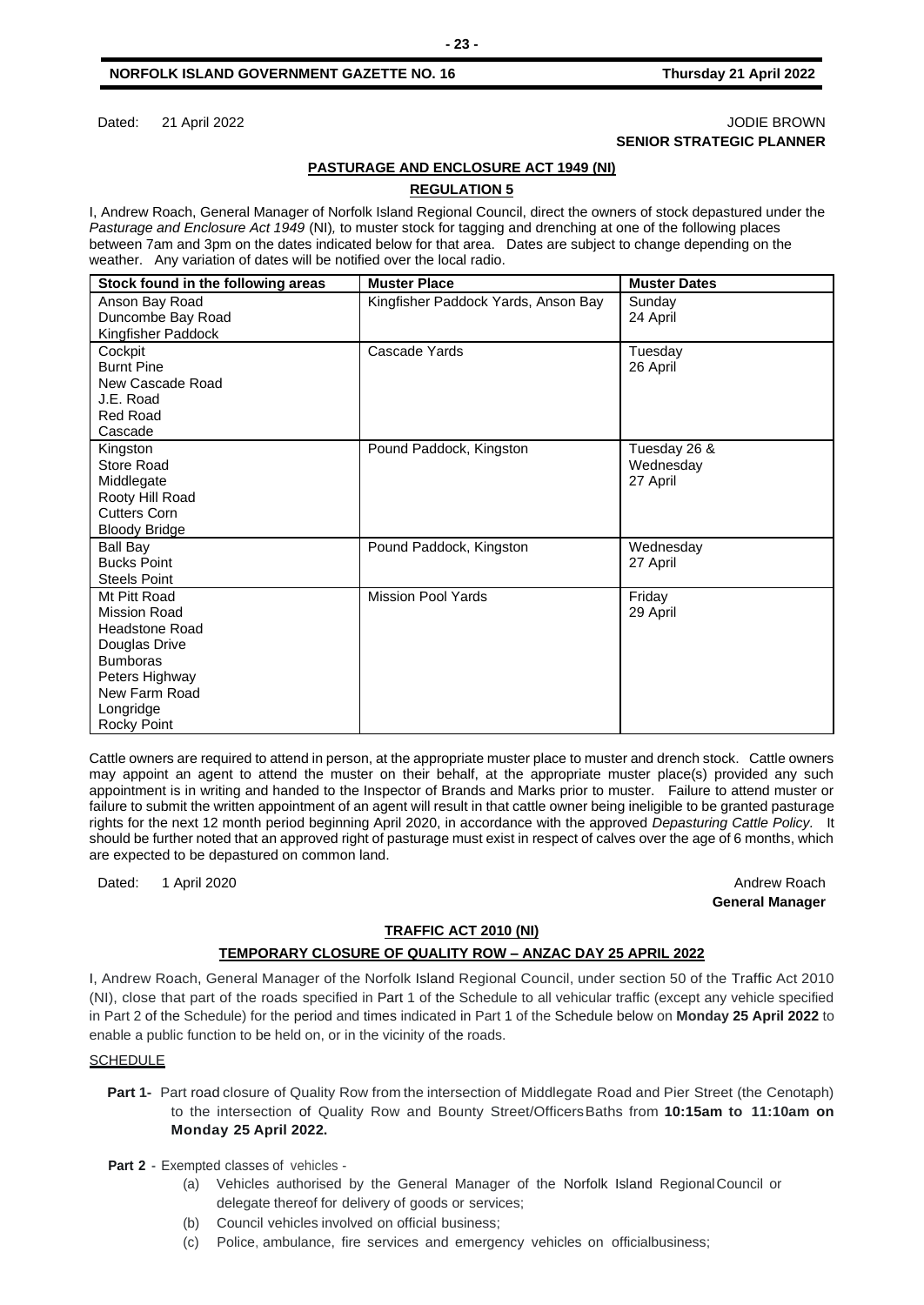Dated: 21 April 2022

JODIE BROWN
**SENIOR STRATEGIC PLANNER**

## PASTURAGE AND ENCLOSURE ACT 1949 (NI)

### REGULATION 5

I, Andrew Roach, General Manager of Norfolk Island Regional Council, direct the owners of stock depastured under the *Pasturage and Enclosure Act 1949* (NI)*,* to muster stock for tagging and drenching at one of the following places between 7am and 3pm on the dates indicated below for that area. Dates are subject to change depending on the weather. Any variation of dates will be notified over the local radio.

| Stock found in the following areas | Muster Place | Muster Dates |
|---|---|---|
| Anson Bay Road<br>Duncombe Bay Road<br>Kingfisher Paddock | Kingfisher Paddock Yards, Anson Bay | Sunday<br>24 April |
| Cockpit<br>Burnt Pine<br>New Cascade Road<br>J.E. Road<br>Red Road<br>Cascade | Cascade Yards | Tuesday<br>26 April |
| Kingston<br>Store Road<br>Middlegate<br>Rooty Hill Road<br>Cutters Corn<br>Bloody Bridge | Pound Paddock, Kingston | Tuesday 26 &<br>Wednesday<br>27 April |
| Ball Bay<br>Bucks Point<br>Steels Point | Pound Paddock, Kingston | Wednesday<br>27 April |
| Mt Pitt Road<br>Mission Road<br>Headstone Road<br>Douglas Drive<br>Bumboras<br>Peters Highway<br>New Farm Road<br>Longridge<br>Rocky Point | Mission Pool Yards | Friday<br>29 April |

Cattle owners are required to attend in person, at the appropriate muster place to muster and drench stock. Cattle owners may appoint an agent to attend the muster on their behalf, at the appropriate muster place(s) provided any such appointment is in writing and handed to the Inspector of Brands and Marks prior to muster. Failure to attend muster or failure to submit the written appointment of an agent will result in that cattle owner being ineligible to be granted pasturage rights for the next 12 month period beginning April 2020, in accordance with the approved *Depasturing Cattle Policy*. It should be further noted that an approved right of pasturage must exist in respect of calves over the age of 6 months, which are expected to be depastured on common land.

Dated: 1 April 2020

Andrew Roach
**General Manager**

## TRAFFIC ACT 2010 (NI)

### TEMPORARY CLOSURE OF QUALITY ROW – ANZAC DAY 25 APRIL 2022

I, Andrew Roach, General Manager of the Norfolk Island Regional Council, under section 50 of the Traffic Act 2010 (NI), close that part of the roads specified in Part 1 of the Schedule to all vehicular traffic (except any vehicle specified in Part 2 of the Schedule) for the period and times indicated in Part 1 of the Schedule below on **Monday 25 April 2022** to enable a public function to be held on, or in the vicinity of the roads.

SCHEDULE

**Part 1-** Part road closure of Quality Row from the intersection of Middlegate Road and Pier Street (the Cenotaph) to the intersection of Quality Row and Bounty Street/Officers Baths from **10:15am to 11:10am on Monday 25 April 2022.**

**Part 2** - Exempted classes of vehicles -

(a) Vehicles authorised by the General Manager of the Norfolk Island Regional Council or delegate thereof for delivery of goods or services;

(b) Council vehicles involved on official business;

(c) Police, ambulance, fire services and emergency vehicles on officialbusiness;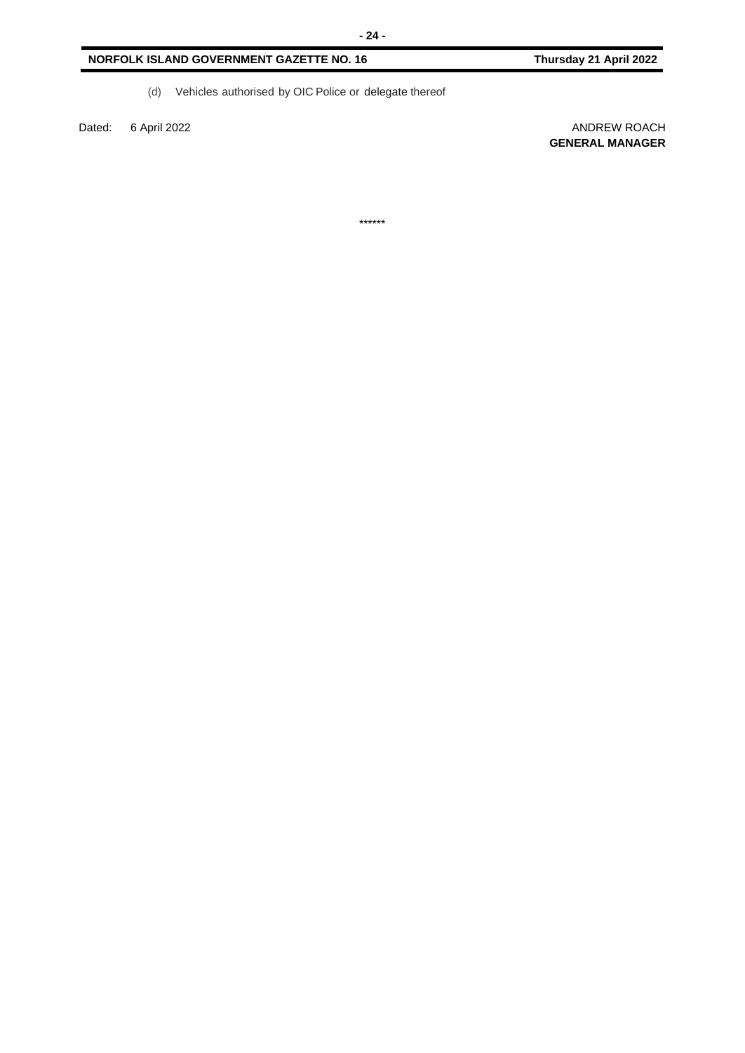(d) Vehicles authorised by OIC Police or delegate thereof

Dated: 6 April 2022

ANDREW ROACH
**GENERAL MANAGER**

******